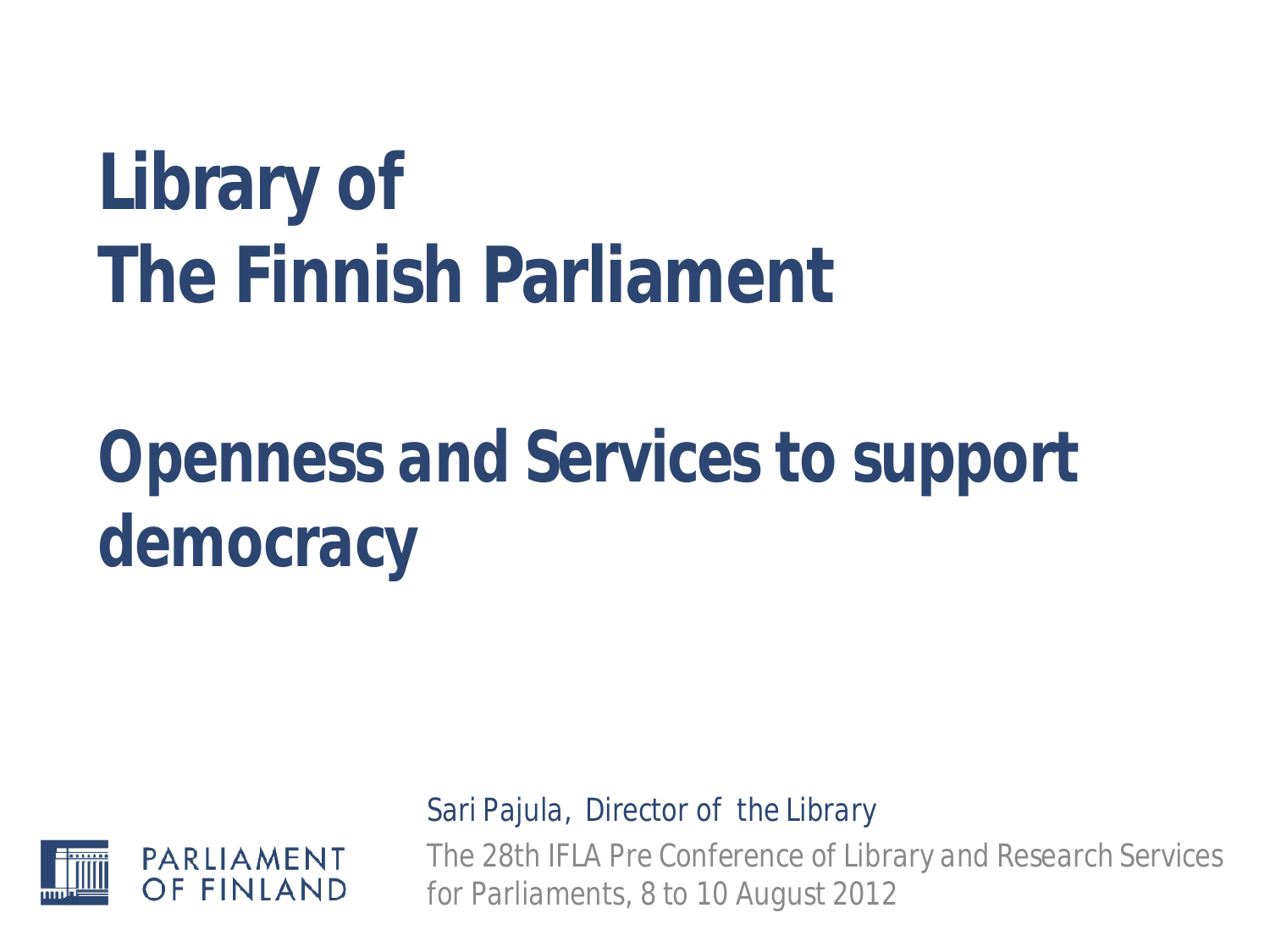# Library of The Finnish Parliament

## Openness and Services to support democracy

PARLIAMENT OF FINLAND

*Sari Pajula, Director of the Library*

The 28th IFLA Pre Conference of Library and Research Services for Parliaments, 8 to 10 August 2012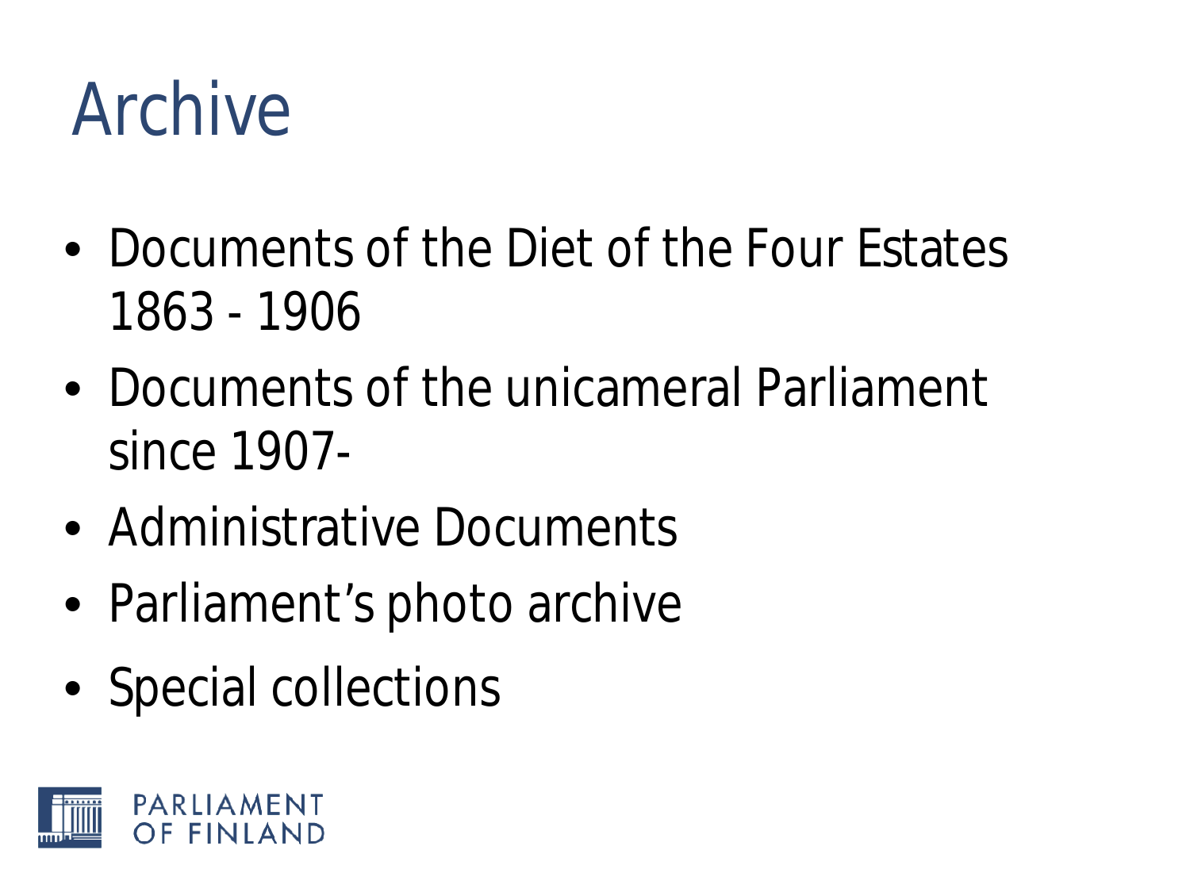# Archive

- Documents of the Diet of the Four Estates 1863 - 1906
- Documents of the unicameral Parliament since 1907-
- Administrative Documents
- Parliament's photo archive
- Special collections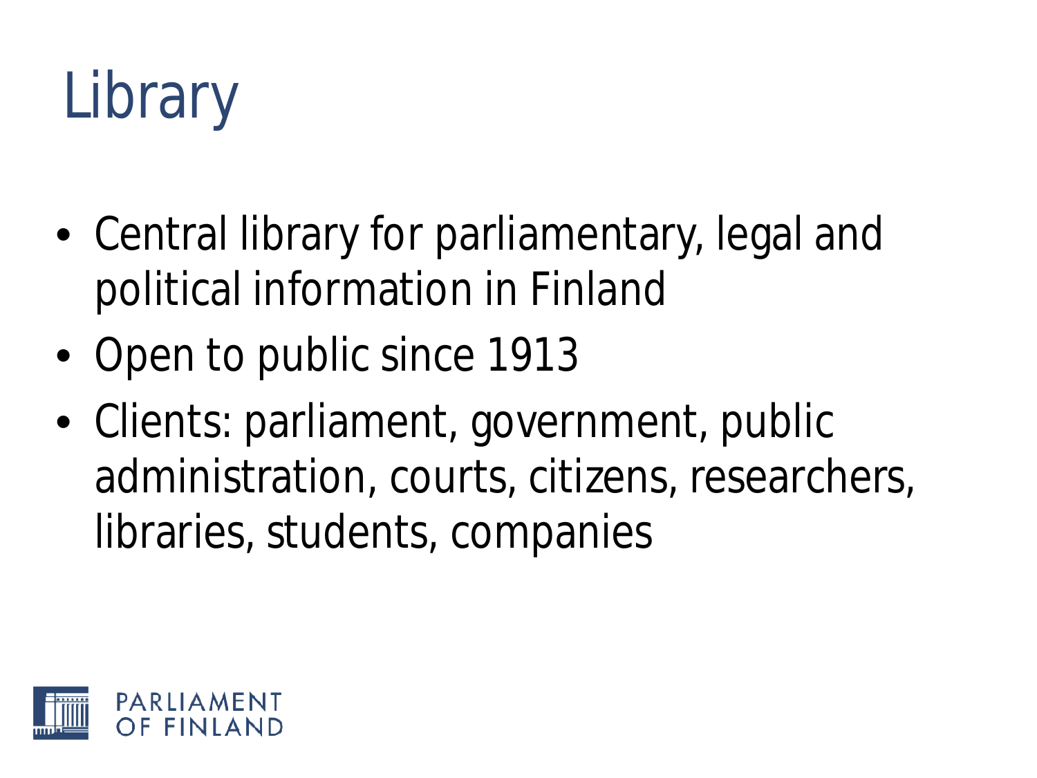# Library

- Central library for parliamentary, legal and political information in Finland
- Open to public since 1913
- Clients: parliament, government, public administration, courts, citizens, researchers, libraries, students, companies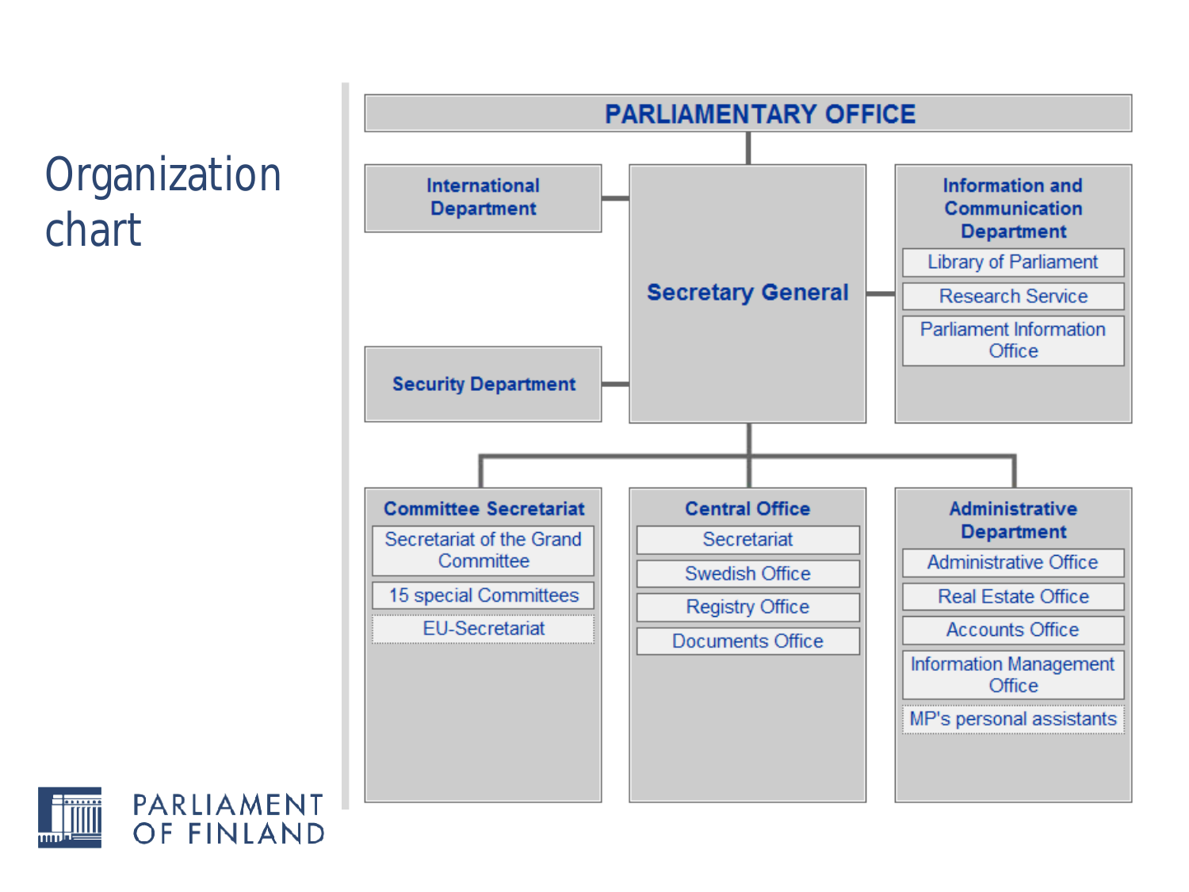# Organization chart

**PARLIAMENTARY OFFICE**

**Secretary General**

- **International Department**
- **Security Department**
- **Information and Communication Department**
  - Library of Parliament
  - Research Service
  - Parliament Information Office
- **Committee Secretariat**
  - Secretariat of the Grand Committee
  - 15 special Committees
  - EU-Secretariat
- **Central Office**
  - Secretariat
  - Swedish Office
  - Registry Office
  - Documents Office
- **Administrative Department**
  - Administrative Office
  - Real Estate Office
  - Accounts Office
  - Information Management Office
  - MP's personal assistants

PARLIAMENT OF FINLAND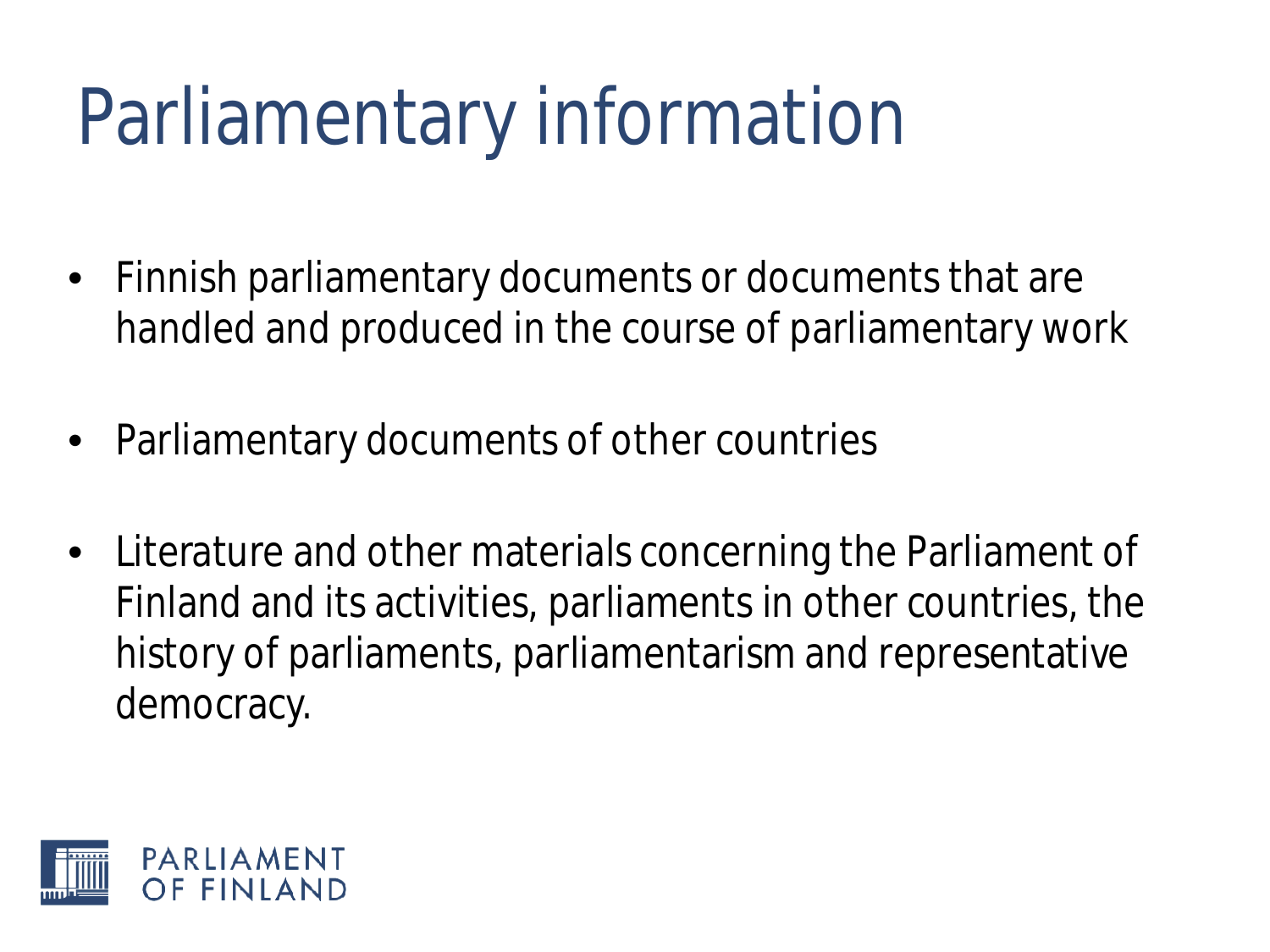# Parliamentary information

- Finnish parliamentary documents or documents that are handled and produced in the course of parliamentary work
- Parliamentary documents of other countries
- Literature and other materials concerning the Parliament of Finland and its activities, parliaments in other countries, the history of parliaments, parliamentarism and representative democracy.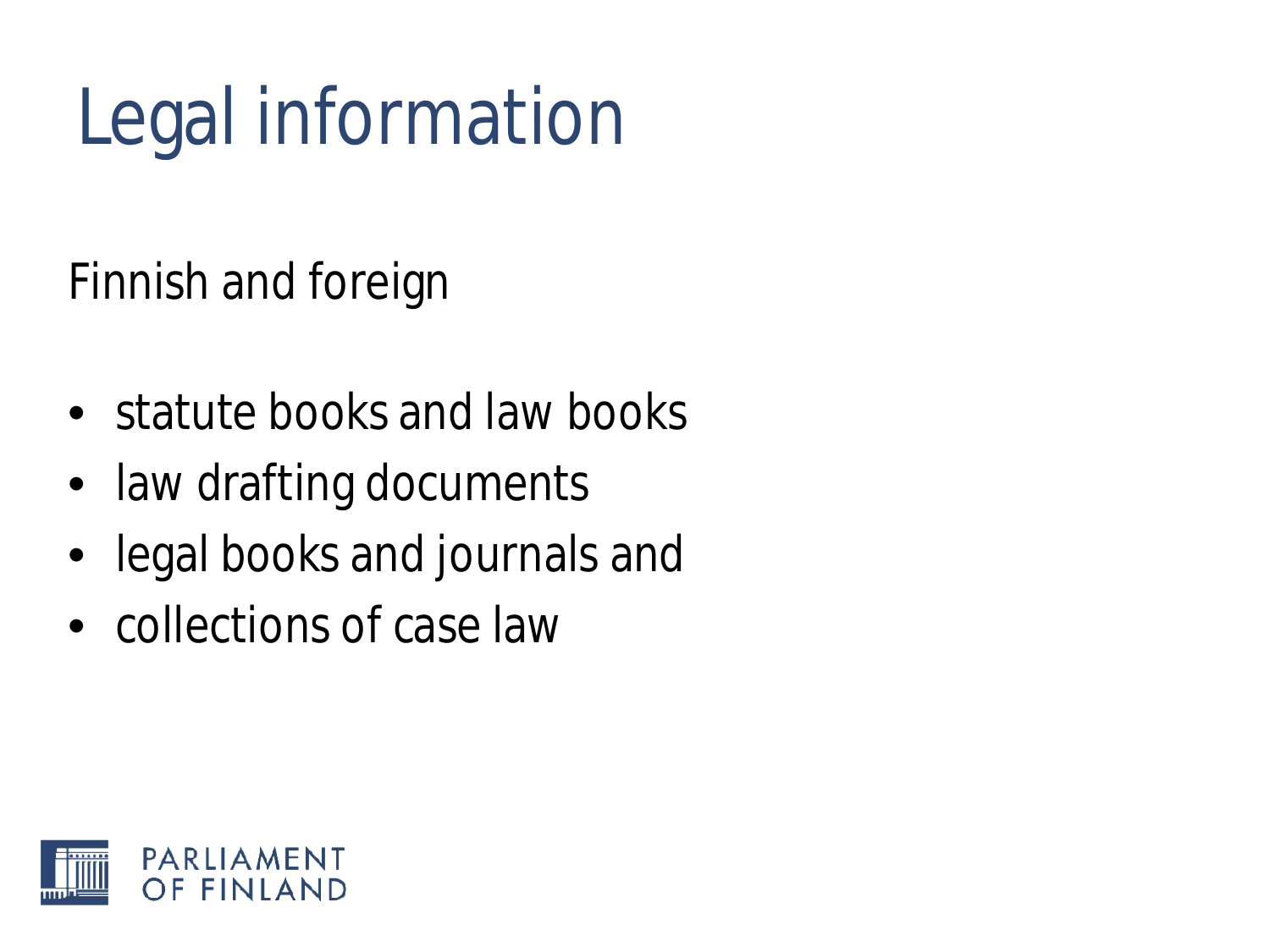# Legal information

Finnish and foreign

- statute books and law books
- law drafting documents
- legal books and journals and
- collections of case law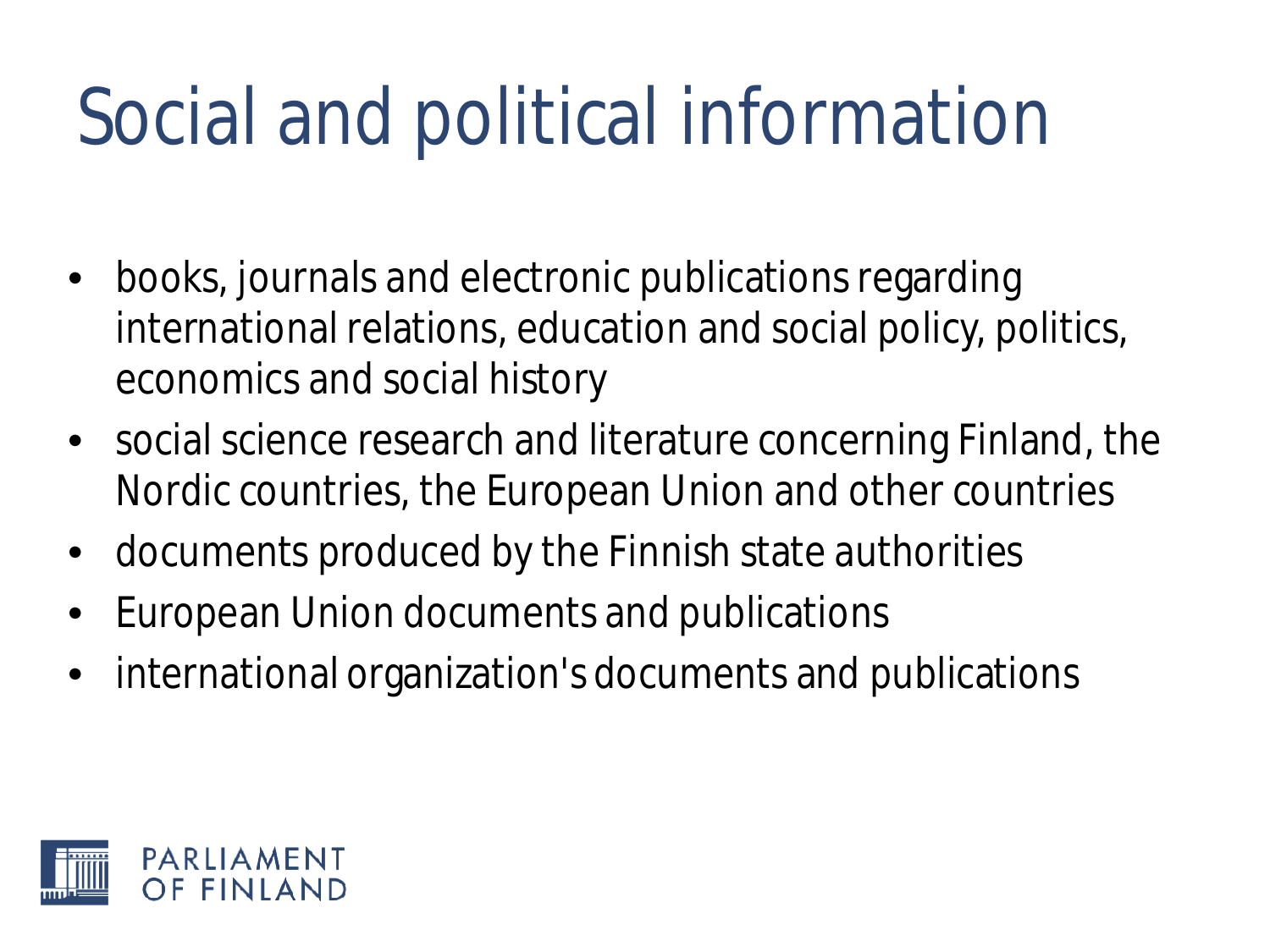# Social and political information

- books, journals and electronic publications regarding international relations, education and social policy, politics, economics and social history
- social science research and literature concerning Finland, the Nordic countries, the European Union and other countries
- documents produced by the Finnish state authorities
- European Union documents and publications
- international organization's documents and publications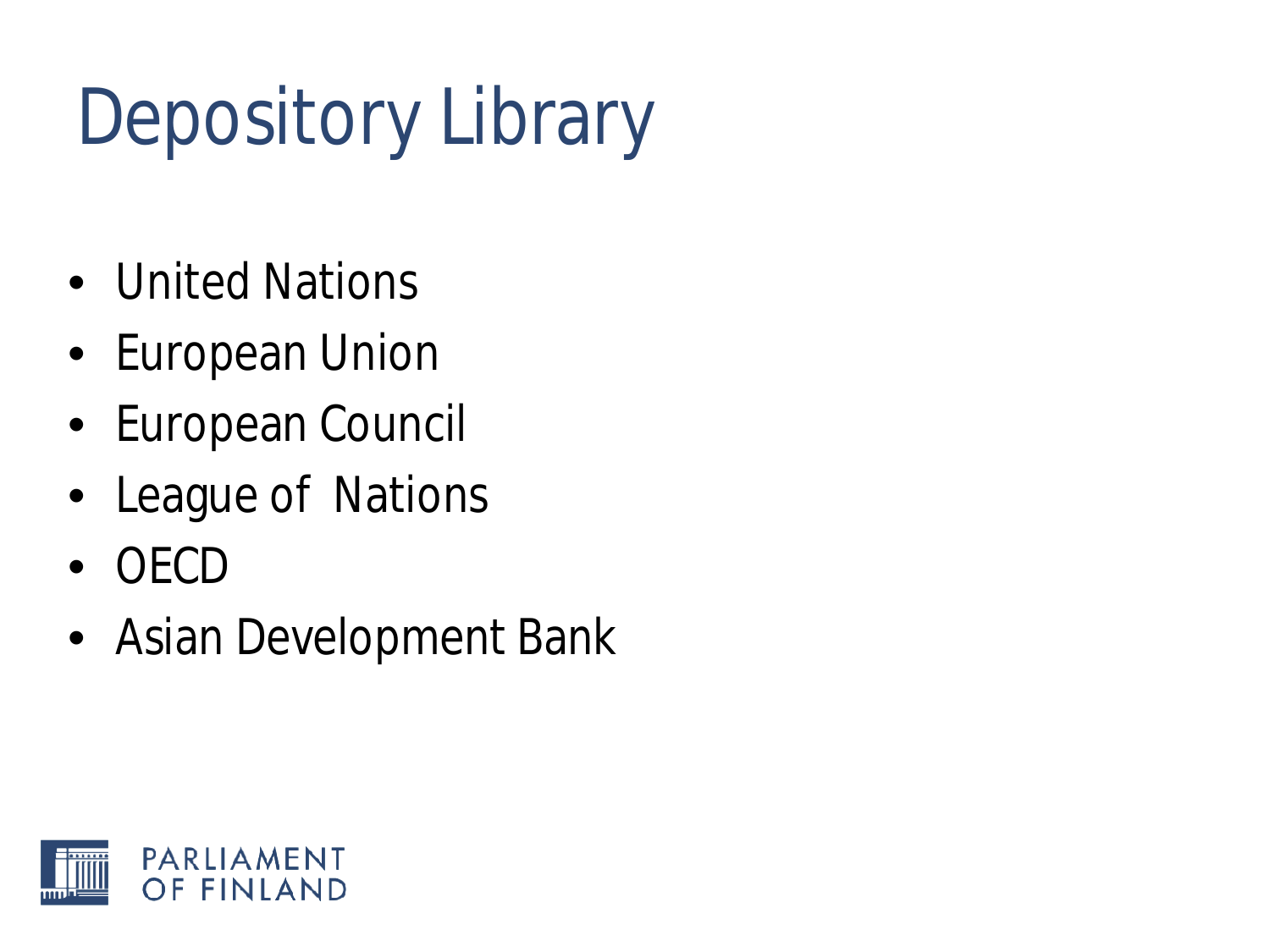# Depository Library

- United Nations
- European Union
- European Council
- League of  Nations
- OECD
- Asian Development Bank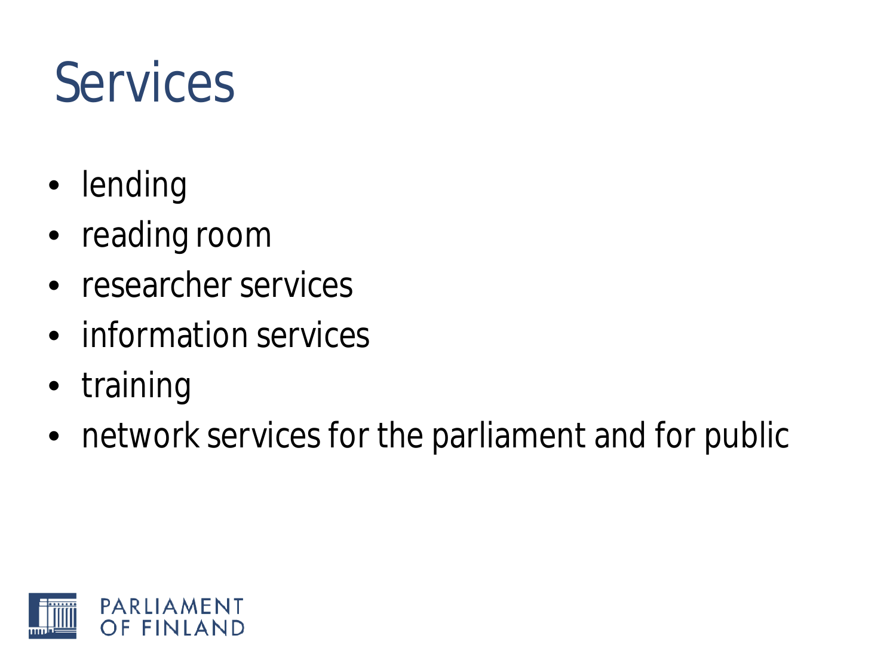# Services

- lending
- reading room
- researcher services
- information services
- training
- network services for the parliament and for public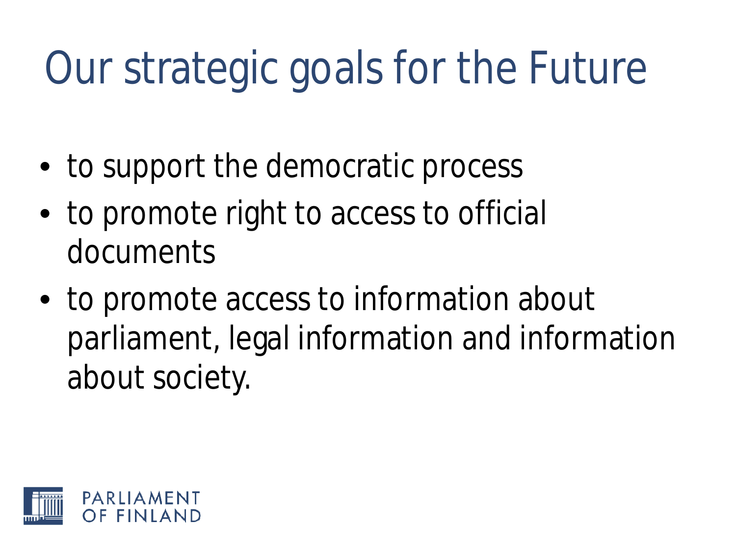# Our strategic goals for the Future

- to support the democratic process
- to promote right to access to official documents
- to promote access to information about parliament, legal information and information about society.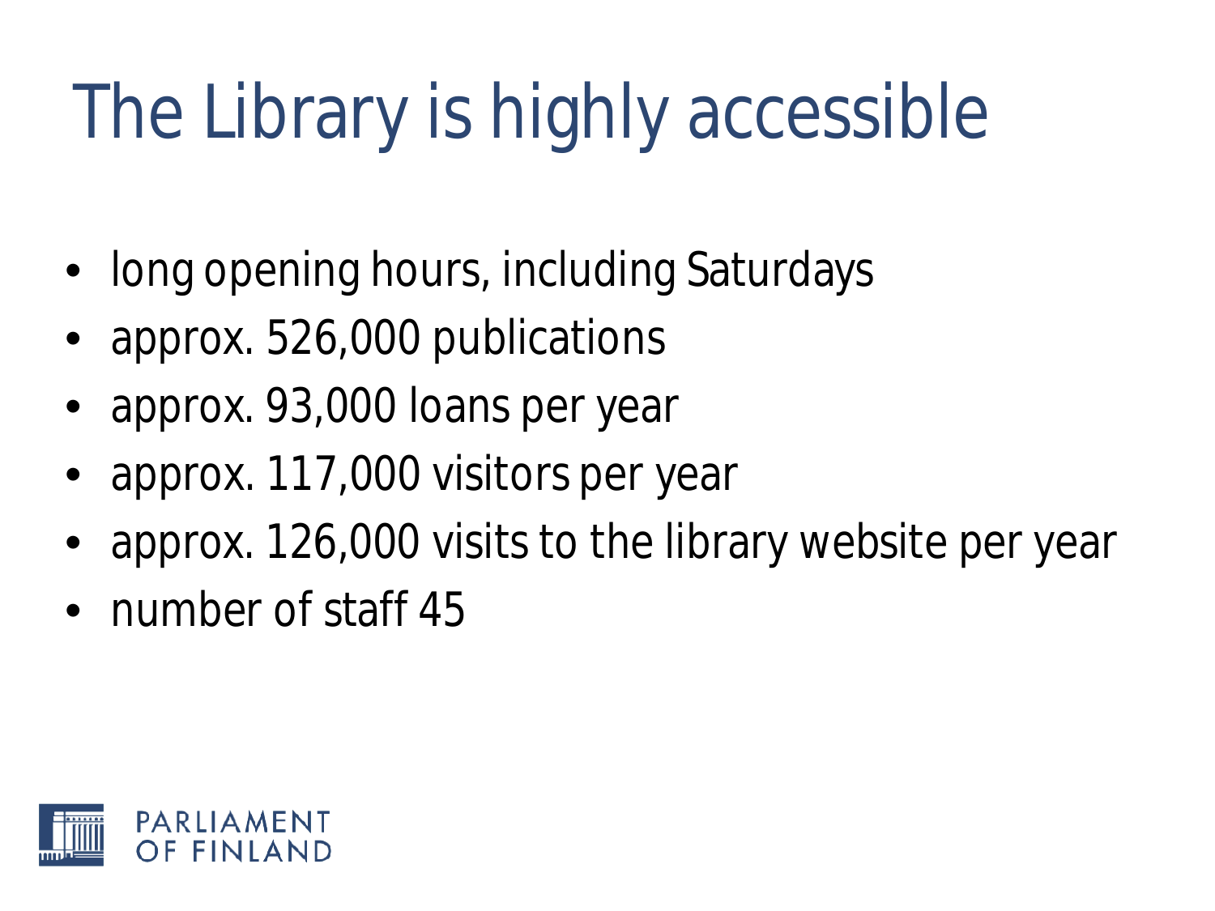# The Library is highly accessible

- long opening hours, including Saturdays
- approx. 526,000 publications
- approx. 93,000 loans per year
- approx. 117,000 visitors per year
- approx. 126,000 visits to the library website per year
- number of staff 45

PARLIAMENT
OF FINLAND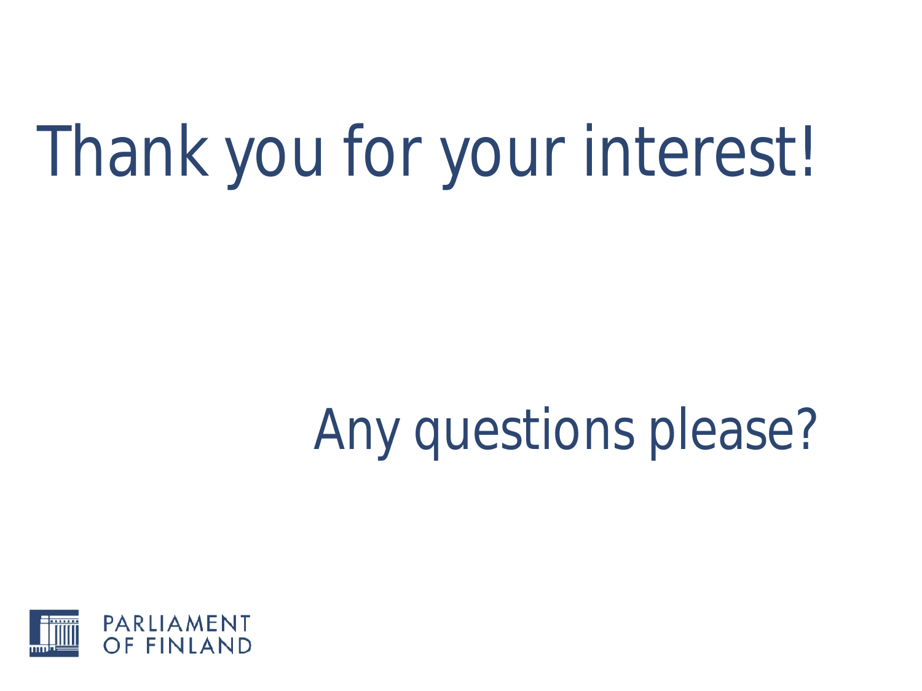# Thank you for your interest!

Any questions please?

PARLIAMENT
OF FINLAND